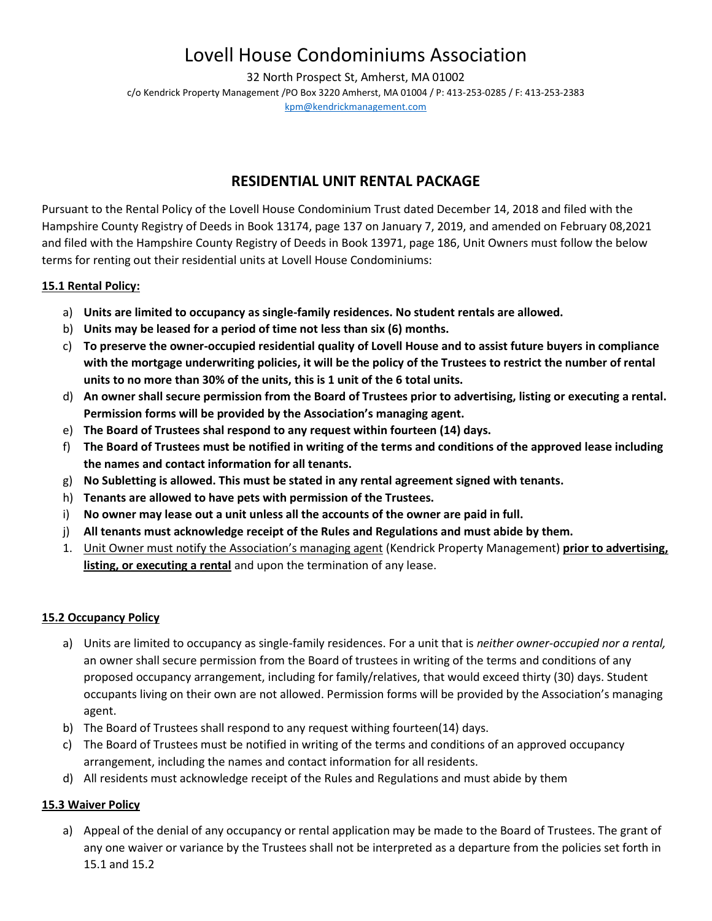# Lovell House Condominiums Association

32 North Prospect St, Amherst, MA 01002

c/o Kendrick Property Management /PO Box 3220 Amherst, MA 01004 / P: 413-253-0285 / F: 413-253-2383

kpm@kendrickmanagement.com

## RESIDENTIAL UNIT RENTAL PACKAGE

Pursuant to the Rental Policy of the Lovell House Condominium Trust dated December 14, 2018 and filed with the Hampshire County Registry of Deeds in Book 13174, page 137 on January 7, 2019, and amended on February 08,2021 and filed with the Hampshire County Registry of Deeds in Book 13971, page 186, Unit Owners must follow the below terms for renting out their residential units at Lovell House Condominiums:

### 15.1 Rental Policy:

a) **Units are limited to occupancy as single-family residences. No student rentals are allowed.**

b) **Units may be leased for a period of time not less than six (6) months.**

c) **To preserve the owner-occupied residential quality of Lovell House and to assist future buyers in compliance with the mortgage underwriting policies, it will be the policy of the Trustees to restrict the number of rental units to no more than 30% of the units, this is 1 unit of the 6 total units.**

d) **An owner shall secure permission from the Board of Trustees prior to advertising, listing or executing a rental. Permission forms will be provided by the Association's managing agent.**

e) **The Board of Trustees shal respond to any request within fourteen (14) days.**

f) **The Board of Trustees must be notified in writing of the terms and conditions of the approved lease including the names and contact information for all tenants.**

g) **No Subletting is allowed. This must be stated in any rental agreement signed with tenants.**

h) **Tenants are allowed to have pets with permission of the Trustees.**

i) **No owner may lease out a unit unless all the accounts of the owner are paid in full.**

j) **All tenants must acknowledge receipt of the Rules and Regulations and must abide by them.**

1. Unit Owner must notify the Association's managing agent (Kendrick Property Management) **prior to advertising, listing, or executing a rental** and upon the termination of any lease.

### 15.2 Occupancy Policy

a) Units are limited to occupancy as single-family residences. For a unit that is *neither owner-occupied nor a rental,* an owner shall secure permission from the Board of trustees in writing of the terms and conditions of any proposed occupancy arrangement, including for family/relatives, that would exceed thirty (30) days. Student occupants living on their own are not allowed. Permission forms will be provided by the Association's managing agent.

b) The Board of Trustees shall respond to any request withing fourteen(14) days.

c) The Board of Trustees must be notified in writing of the terms and conditions of an approved occupancy arrangement, including the names and contact information for all residents.

d) All residents must acknowledge receipt of the Rules and Regulations and must abide by them

### 15.3 Waiver Policy

a) Appeal of the denial of any occupancy or rental application may be made to the Board of Trustees. The grant of any one waiver or variance by the Trustees shall not be interpreted as a departure from the policies set forth in 15.1 and 15.2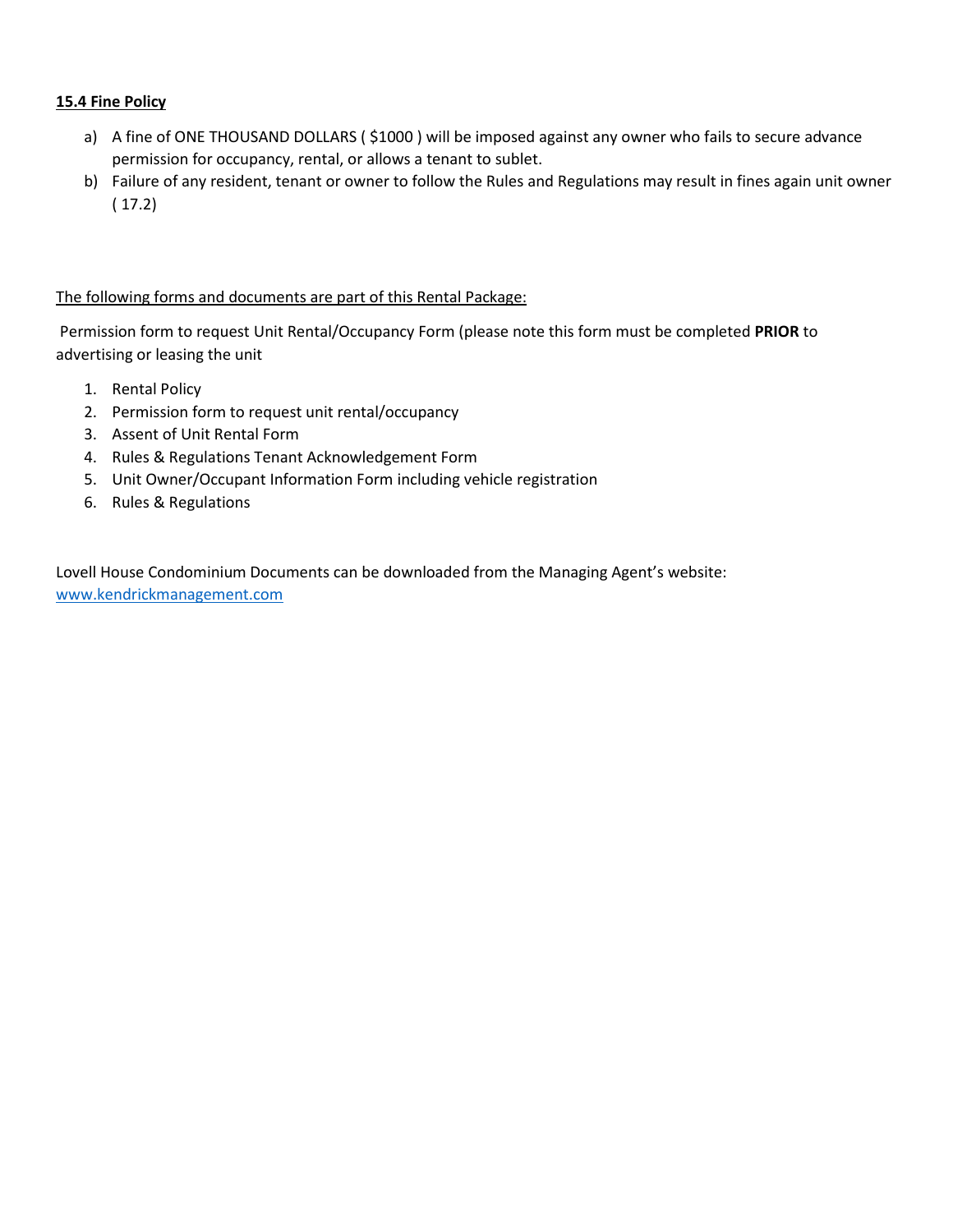**<u>15.4 Fine Policy</u>**

a) A fine of ONE THOUSAND DOLLARS ( $1000 ) will be imposed against any owner who fails to secure advance permission for occupancy, rental, or allows a tenant to sublet.

b) Failure of any resident, tenant or owner to follow the Rules and Regulations may result in fines again unit owner ( 17.2)

<u>The following forms and documents are part of this Rental Package:</u>

Permission form to request Unit Rental/Occupancy Form (please note this form must be completed **PRIOR** to advertising or leasing the unit

1. Rental Policy
2. Permission form to request unit rental/occupancy
3. Assent of Unit Rental Form
4. Rules & Regulations Tenant Acknowledgement Form
5. Unit Owner/Occupant Information Form including vehicle registration
6. Rules & Regulations

Lovell House Condominium Documents can be downloaded from the Managing Agent's website: [www.kendrickmanagement.com](www.kendrickmanagement.com)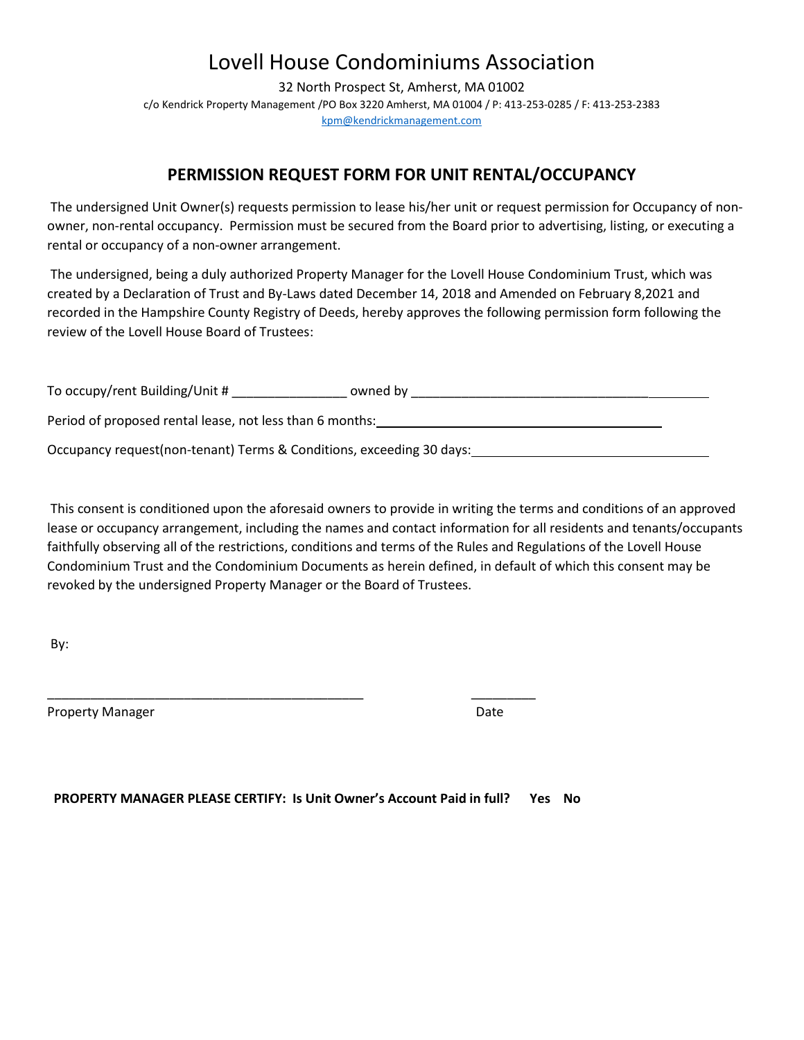# Lovell House Condominiums Association

32 North Prospect St, Amherst, MA 01002

c/o Kendrick Property Management /PO Box 3220 Amherst, MA 01004 / P: 413-253-0285 / F: 413-253-2383

kpm@kendrickmanagement.com

## PERMISSION REQUEST FORM FOR UNIT RENTAL/OCCUPANCY

The undersigned Unit Owner(s) requests permission to lease his/her unit or request permission for Occupancy of non-owner, non-rental occupancy. Permission must be secured from the Board prior to advertising, listing, or executing a rental or occupancy of a non-owner arrangement.

The undersigned, being a duly authorized Property Manager for the Lovell House Condominium Trust, which was created by a Declaration of Trust and By-Laws dated December 14, 2018 and Amended on February 8,2021 and recorded in the Hampshire County Registry of Deeds, hereby approves the following permission form following the review of the Lovell House Board of Trustees:

To occupy/rent Building/Unit # ________________ owned by __________________________________________

Period of proposed rental lease, not less than 6 months: ________________________________________

Occupancy request(non-tenant) Terms & Conditions, exceeding 30 days: ________________________________

This consent is conditioned upon the aforesaid owners to provide in writing the terms and conditions of an approved lease or occupancy arrangement, including the names and contact information for all residents and tenants/occupants faithfully observing all of the restrictions, conditions and terms of the Rules and Regulations of the Lovell House Condominium Trust and the Condominium Documents as herein defined, in default of which this consent may be revoked by the undersigned Property Manager or the Board of Trustees.

By:

_____________________________________________ _________

Property Manager Date

**PROPERTY MANAGER PLEASE CERTIFY: Is Unit Owner's Account Paid in full? Yes No**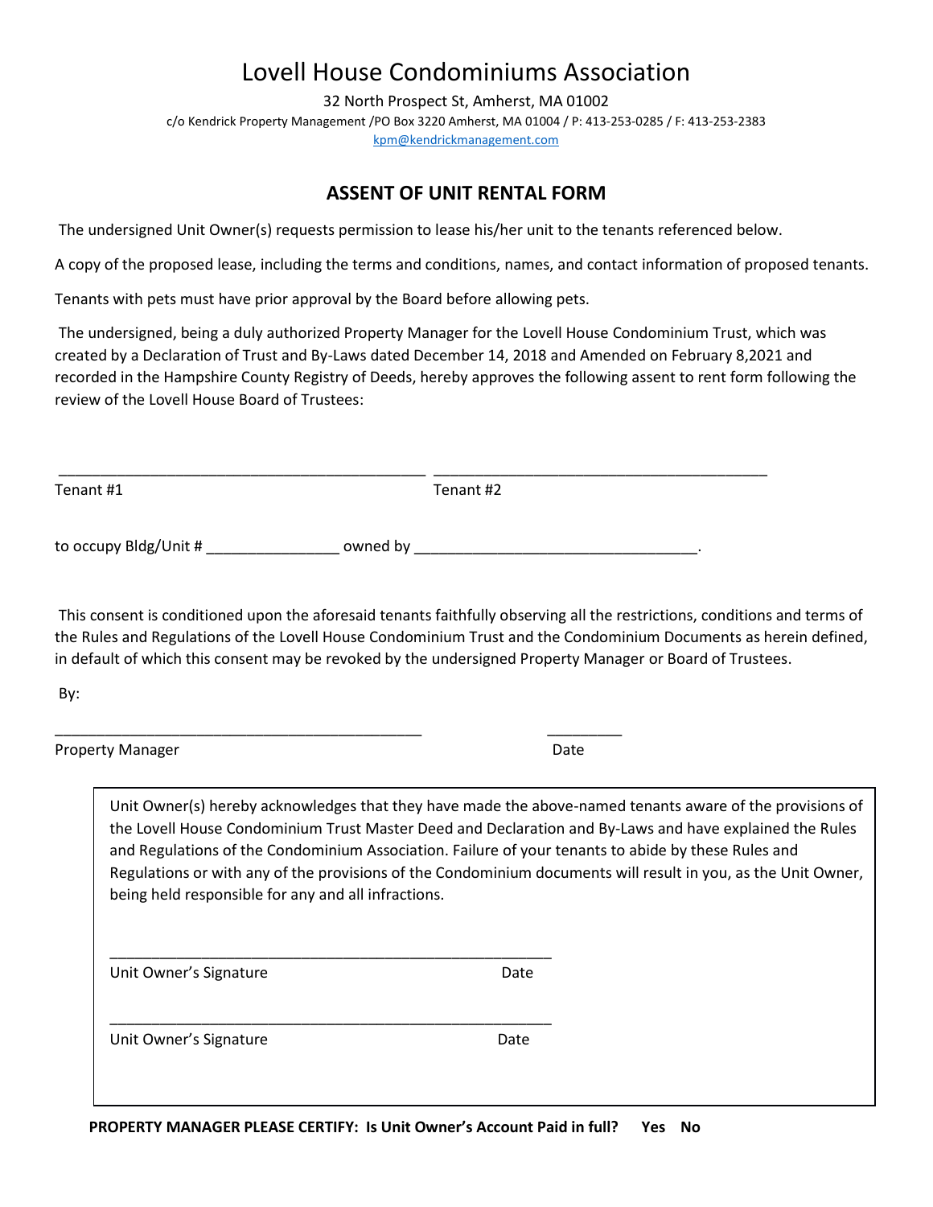# Lovell House Condominiums Association

32 North Prospect St, Amherst, MA 01002

c/o Kendrick Property Management /PO Box 3220 Amherst, MA 01004 / P: 413-253-0285 / F: 413-253-2383

kpm@kendrickmanagement.com

## ASSENT OF UNIT RENTAL FORM

The undersigned Unit Owner(s) requests permission to lease his/her unit to the tenants referenced below.

A copy of the proposed lease, including the terms and conditions, names, and contact information of proposed tenants.

Tenants with pets must have prior approval by the Board before allowing pets.

The undersigned, being a duly authorized Property Manager for the Lovell House Condominium Trust, which was created by a Declaration of Trust and By-Laws dated December 14, 2018 and Amended on February 8,2021 and recorded in the Hampshire County Registry of Deeds, hereby approves the following assent to rent form following the review of the Lovell House Board of Trustees:

_____________________________________________ _________________________________________

Tenant #1 Tenant #2

to occupy Bldg/Unit # ________________ owned by __________________________________.

This consent is conditioned upon the aforesaid tenants faithfully observing all the restrictions, conditions and terms of the Rules and Regulations of the Lovell House Condominium Trust and the Condominium Documents as herein defined, in default of which this consent may be revoked by the undersigned Property Manager or Board of Trustees.

By:

_____________________________________________ _________

Property Manager Date

Unit Owner(s) hereby acknowledges that they have made the above-named tenants aware of the provisions of the Lovell House Condominium Trust Master Deed and Declaration and By-Laws and have explained the Rules and Regulations of the Condominium Association. Failure of your tenants to abide by these Rules and Regulations or with any of the provisions of the Condominium documents will result in you, as the Unit Owner, being held responsible for any and all infractions.

______________________________________________________

Unit Owner's Signature Date

______________________________________________________

Unit Owner's Signature Date

**PROPERTY MANAGER PLEASE CERTIFY: Is Unit Owner's Account Paid in full? Yes No**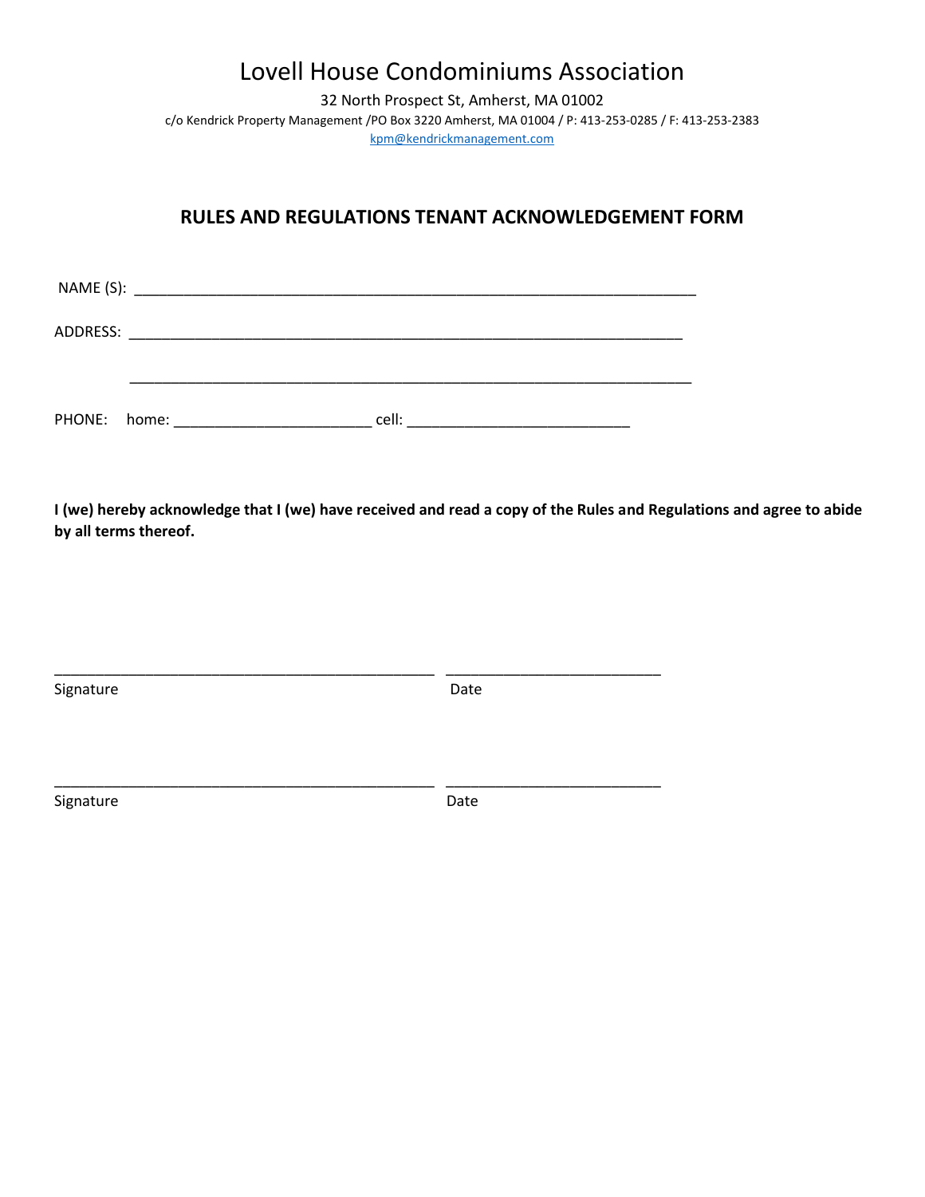# Lovell House Condominiums Association

32 North Prospect St, Amherst, MA 01002

c/o Kendrick Property Management /PO Box 3220 Amherst, MA 01004 / P: 413-253-0285 / F: 413-253-2383

kpm@kendrickmanagement.com

## RULES AND REGULATIONS TENANT ACKNOWLEDGEMENT FORM

NAME (S): ______________________________________________________________________

ADDRESS: ______________________________________________________________________

______________________________________________________________________

PHONE: home: ________________________ cell: ___________________________

**I (we) hereby acknowledge that I (we) have received and read a copy of the Rules and Regulations and agree to abide by all terms thereof.**

______________________________________________ _________________________

Signature Date

______________________________________________ _________________________

Signature Date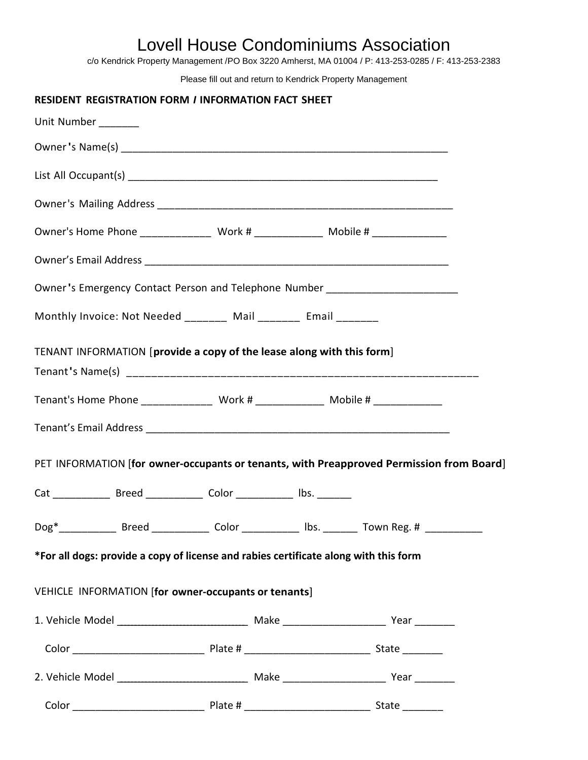# Lovell House Condominiums Association

c/o Kendrick Property Management /PO Box 3220 Amherst, MA 01004 / P: 413-253-0285 / F: 413-253-2383

Please fill out and return to Kendrick Property Management

**RESIDENT REGISTRATION FORM / INFORMATION FACT SHEET**

Unit Number _______

Owner's Name(s) ___________________________________________________________

List All Occupant(s) _______________________________________________________

Owner's Mailing Address ____________________________________________________

Owner's Home Phone ____________ Work # ____________ Mobile # _____________

Owner's Email Address ______________________________________________________

Owner's Emergency Contact Person and Telephone Number _______________________

Monthly Invoice: Not Needed _______ Mail _______ Email _______

TENANT INFORMATION [**provide a copy of the lease along with this form**]

Tenant's Name(s) __________________________________________________________

Tenant's Home Phone ____________ Work # ____________ Mobile # ____________

Tenant's Email Address ______________________________________________________

PET INFORMATION [**for owner-occupants or tenants, with Preapproved Permission from Board**]

Cat __________ Breed __________ Color __________ lbs. ______

Dog*__________ Breed __________ Color __________ lbs. ______ Town Reg. # __________

**\*For all dogs: provide a copy of license and rabies certificate along with this form**

VEHICLE INFORMATION [**for owner-occupants or tenants**]

1. Vehicle Model _______________________ Make __________________ Year _______

   Color _______________________ Plate # _____________________ State _______

2. Vehicle Model _______________________ Make __________________ Year _______

   Color _______________________ Plate # _____________________ State _______